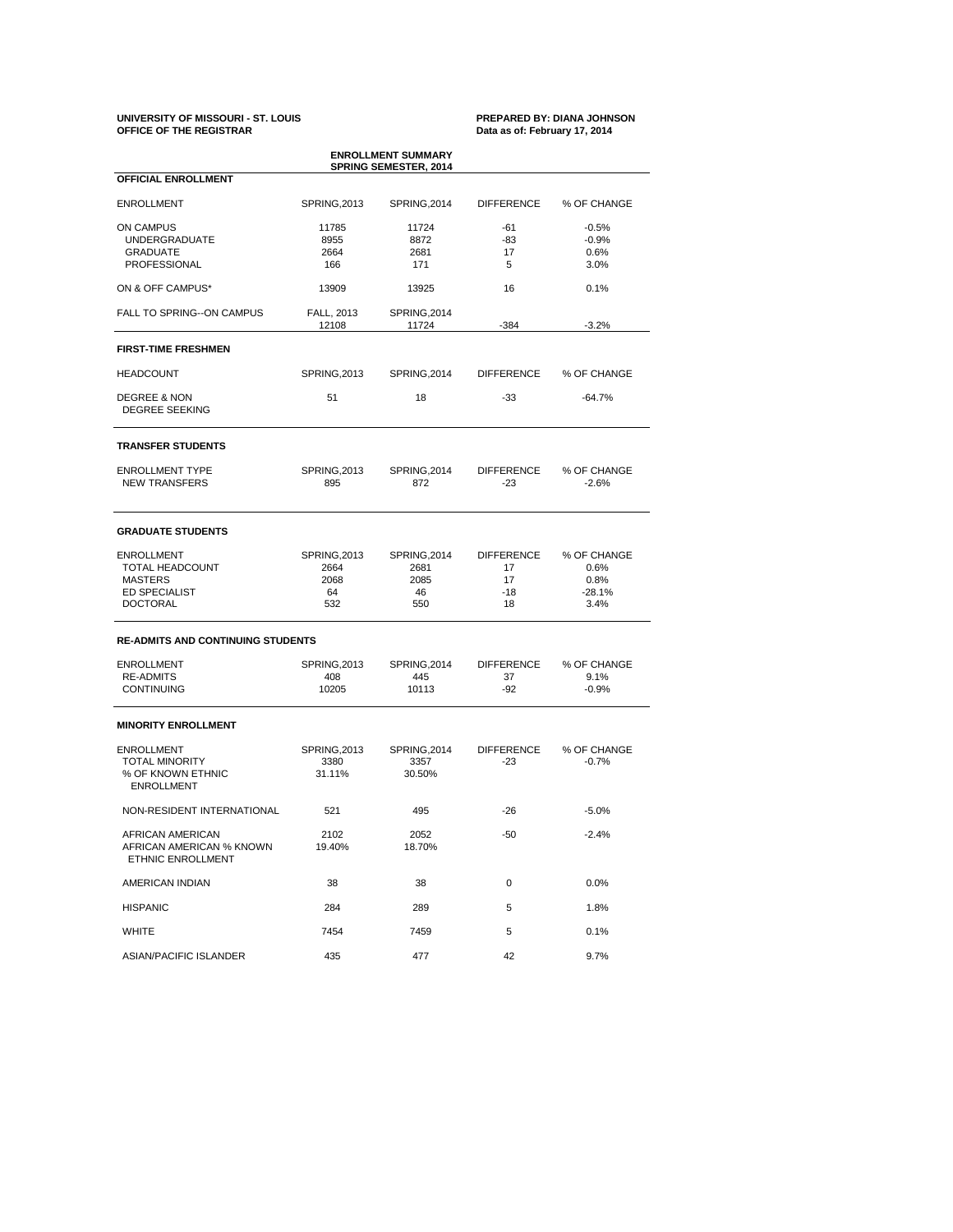**UNIVERSITY OF MISSOURI - ST. LOUIS**
**OFFICE OF THE REGISTRAR**

**PREPARED BY: DIANA JOHNSON**
**Data as of: February 17, 2014**

## ENROLLMENT SUMMARY
## SPRING SEMESTER, 2014

### OFFICIAL ENROLLMENT

| ENROLLMENT | SPRING,2013 | SPRING,2014 | DIFFERENCE | % OF CHANGE |
|---|---|---|---|---|
| ON CAMPUS | 11785 | 11724 | -61 | -0.5% |
| UNDERGRADUATE | 8955 | 8872 | -83 | -0.9% |
| GRADUATE | 2664 | 2681 | 17 | 0.6% |
| PROFESSIONAL | 166 | 171 | 5 | 3.0% |
| ON & OFF CAMPUS* | 13909 | 13925 | 16 | 0.1% |
| FALL TO SPRING--ON CAMPUS | FALL, 2013 | SPRING,2014 | | |
| | 12108 | 11724 | -384 | -3.2% |

### FIRST-TIME FRESHMEN

| HEADCOUNT | SPRING,2013 | SPRING,2014 | DIFFERENCE | % OF CHANGE |
|---|---|---|---|---|
| DEGREE & NON DEGREE SEEKING | 51 | 18 | -33 | -64.7% |

### TRANSFER STUDENTS

| ENROLLMENT TYPE | SPRING,2013 | SPRING,2014 | DIFFERENCE | % OF CHANGE |
|---|---|---|---|---|
| NEW TRANSFERS | 895 | 872 | -23 | -2.6% |

### GRADUATE STUDENTS

| ENROLLMENT | SPRING,2013 | SPRING,2014 | DIFFERENCE | % OF CHANGE |
|---|---|---|---|---|
| TOTAL HEADCOUNT | 2664 | 2681 | 17 | 0.6% |
| MASTERS | 2068 | 2085 | 17 | 0.8% |
| ED SPECIALIST | 64 | 46 | -18 | -28.1% |
| DOCTORAL | 532 | 550 | 18 | 3.4% |

### RE-ADMITS AND CONTINUING STUDENTS

| ENROLLMENT | SPRING,2013 | SPRING,2014 | DIFFERENCE | % OF CHANGE |
|---|---|---|---|---|
| RE-ADMITS | 408 | 445 | 37 | 9.1% |
| CONTINUING | 10205 | 10113 | -92 | -0.9% |

### MINORITY ENROLLMENT

| ENROLLMENT | SPRING,2013 | SPRING,2014 | DIFFERENCE | % OF CHANGE |
|---|---|---|---|---|
| TOTAL MINORITY | 3380 | 3357 | -23 | -0.7% |
| % OF KNOWN ETHNIC ENROLLMENT | 31.11% | 30.50% | | |
| NON-RESIDENT INTERNATIONAL | 521 | 495 | -26 | -5.0% |
| AFRICAN AMERICAN | 2102 | 2052 | -50 | -2.4% |
| AFRICAN AMERICAN % KNOWN ETHNIC ENROLLMENT | 19.40% | 18.70% | | |
| AMERICAN INDIAN | 38 | 38 | 0 | 0.0% |
| HISPANIC | 284 | 289 | 5 | 1.8% |
| WHITE | 7454 | 7459 | 5 | 0.1% |
| ASIAN/PACIFIC ISLANDER | 435 | 477 | 42 | 9.7% |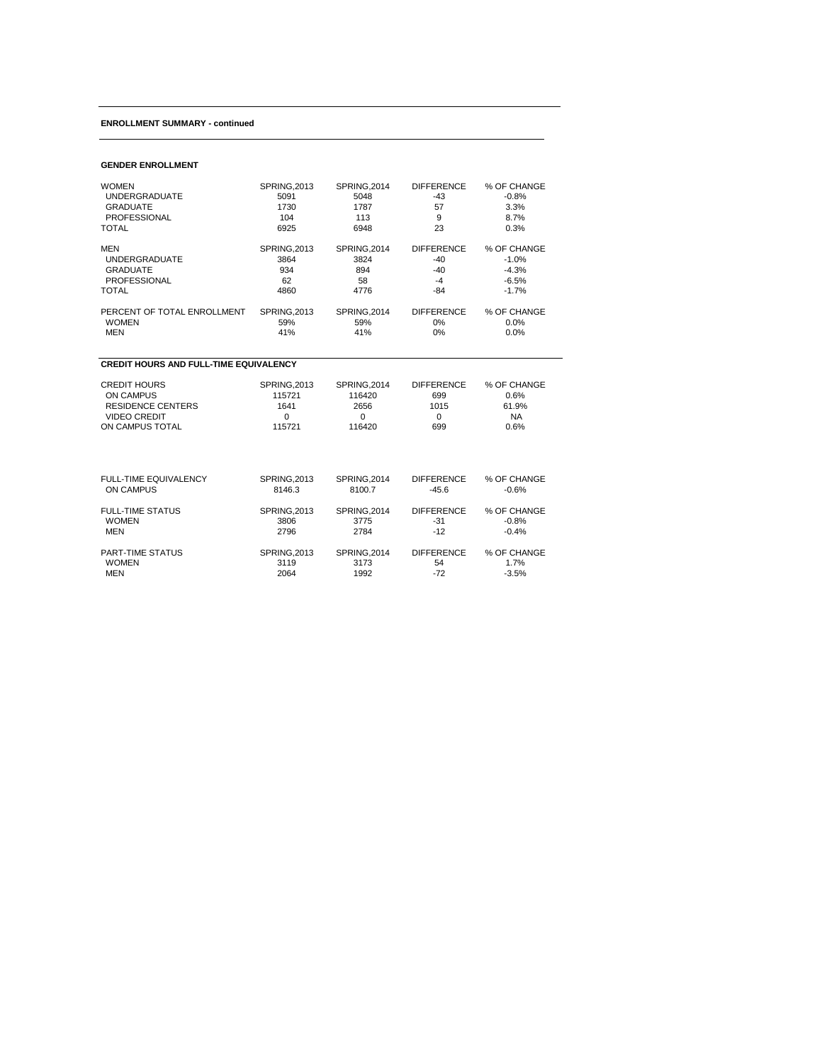### ENROLLMENT SUMMARY - continued

#### GENDER ENROLLMENT

| WOMEN | SPRING,2013 | SPRING,2014 | DIFFERENCE | % OF CHANGE |
|---|---|---|---|---|
| UNDERGRADUATE | 5091 | 5048 | -43 | -0.8% |
| GRADUATE | 1730 | 1787 | 57 | 3.3% |
| PROFESSIONAL | 104 | 113 | 9 | 8.7% |
| TOTAL | 6925 | 6948 | 23 | 0.3% |

| MEN | SPRING,2013 | SPRING,2014 | DIFFERENCE | % OF CHANGE |
|---|---|---|---|---|
| UNDERGRADUATE | 3864 | 3824 | -40 | -1.0% |
| GRADUATE | 934 | 894 | -40 | -4.3% |
| PROFESSIONAL | 62 | 58 | -4 | -6.5% |
| TOTAL | 4860 | 4776 | -84 | -1.7% |

| PERCENT OF TOTAL ENROLLMENT | SPRING,2013 | SPRING,2014 | DIFFERENCE | % OF CHANGE |
|---|---|---|---|---|
| WOMEN | 59% | 59% | 0% | 0.0% |
| MEN | 41% | 41% | 0% | 0.0% |

#### CREDIT HOURS AND FULL-TIME EQUIVALENCY

| CREDIT HOURS | SPRING,2013 | SPRING,2014 | DIFFERENCE | % OF CHANGE |
|---|---|---|---|---|
| ON CAMPUS | 115721 | 116420 | 699 | 0.6% |
| RESIDENCE CENTERS | 1641 | 2656 | 1015 | 61.9% |
| VIDEO CREDIT | 0 | 0 | 0 | NA |
| ON CAMPUS TOTAL | 115721 | 116420 | 699 | 0.6% |

| FULL-TIME EQUIVALENCY | SPRING,2013 | SPRING,2014 | DIFFERENCE | % OF CHANGE |
|---|---|---|---|---|
| ON CAMPUS | 8146.3 | 8100.7 | -45.6 | -0.6% |

| FULL-TIME STATUS | SPRING,2013 | SPRING,2014 | DIFFERENCE | % OF CHANGE |
|---|---|---|---|---|
| WOMEN | 3806 | 3775 | -31 | -0.8% |
| MEN | 2796 | 2784 | -12 | -0.4% |

| PART-TIME STATUS | SPRING,2013 | SPRING,2014 | DIFFERENCE | % OF CHANGE |
|---|---|---|---|---|
| WOMEN | 3119 | 3173 | 54 | 1.7% |
| MEN | 2064 | 1992 | -72 | -3.5% |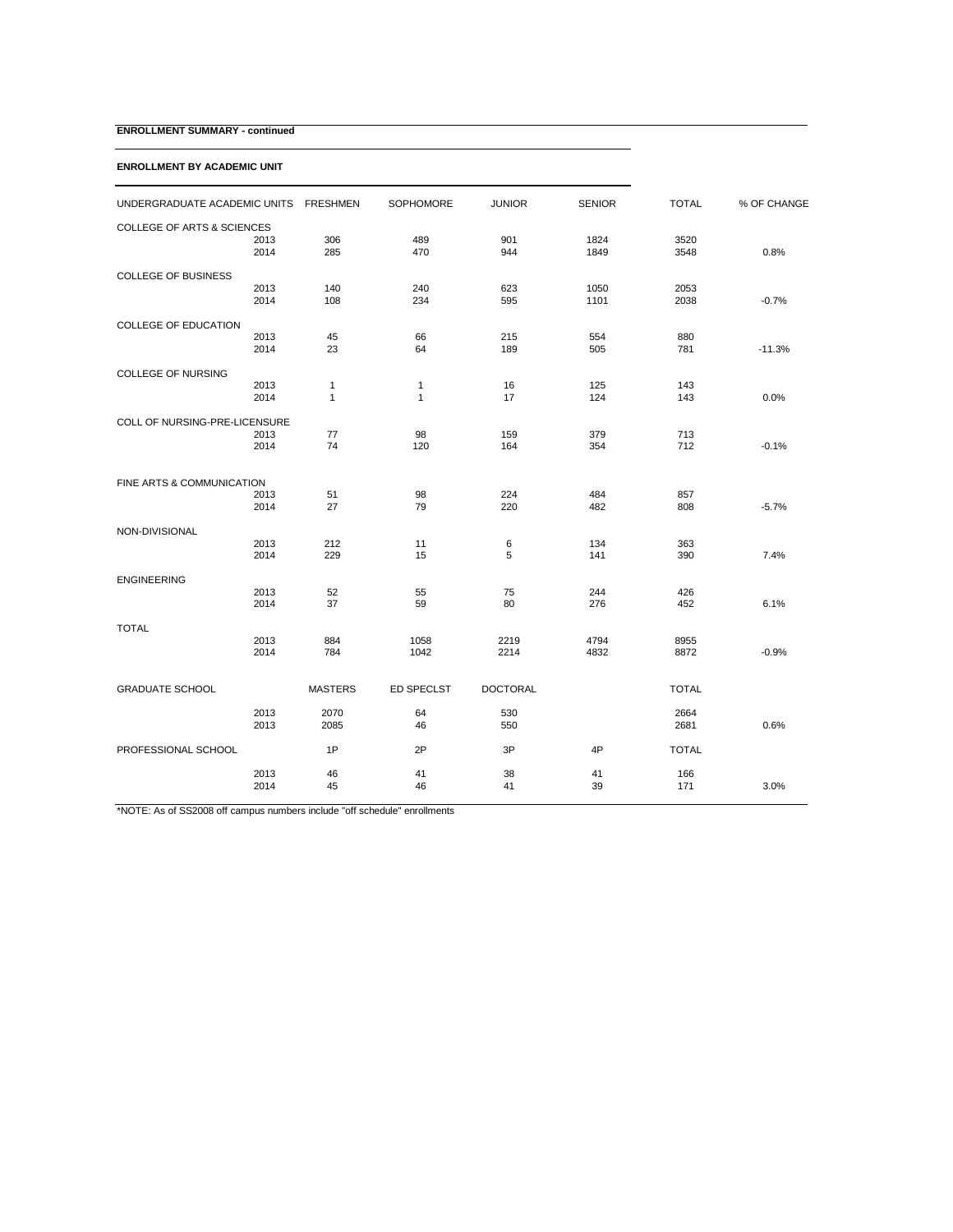**ENROLLMENT SUMMARY - continued**

**ENROLLMENT BY ACADEMIC UNIT**

| UNDERGRADUATE ACADEMIC UNITS | | FRESHMEN | SOPHOMORE | JUNIOR | SENIOR | TOTAL | % OF CHANGE |
|---|---|---|---|---|---|---|---|
| COLLEGE OF ARTS & SCIENCES | | | | | | | |
| | 2013 | 306 | 489 | 901 | 1824 | 3520 | |
| | 2014 | 285 | 470 | 944 | 1849 | 3548 | 0.8% |
| COLLEGE OF BUSINESS | | | | | | | |
| | 2013 | 140 | 240 | 623 | 1050 | 2053 | |
| | 2014 | 108 | 234 | 595 | 1101 | 2038 | -0.7% |
| COLLEGE OF EDUCATION | | | | | | | |
| | 2013 | 45 | 66 | 215 | 554 | 880 | |
| | 2014 | 23 | 64 | 189 | 505 | 781 | -11.3% |
| COLLEGE OF NURSING | | | | | | | |
| | 2013 | 1 | 1 | 16 | 125 | 143 | |
| | 2014 | 1 | 1 | 17 | 124 | 143 | 0.0% |
| COLL OF NURSING-PRE-LICENSURE | | | | | | | |
| | 2013 | 77 | 98 | 159 | 379 | 713 | |
| | 2014 | 74 | 120 | 164 | 354 | 712 | -0.1% |
| FINE ARTS & COMMUNICATION | | | | | | | |
| | 2013 | 51 | 98 | 224 | 484 | 857 | |
| | 2014 | 27 | 79 | 220 | 482 | 808 | -5.7% |
| NON-DIVISIONAL | | | | | | | |
| | 2013 | 212 | 11 | 6 | 134 | 363 | |
| | 2014 | 229 | 15 | 5 | 141 | 390 | 7.4% |
| ENGINEERING | | | | | | | |
| | 2013 | 52 | 55 | 75 | 244 | 426 | |
| | 2014 | 37 | 59 | 80 | 276 | 452 | 6.1% |
| TOTAL | | | | | | | |
| | 2013 | 884 | 1058 | 2219 | 4794 | 8955 | |
| | 2014 | 784 | 1042 | 2214 | 4832 | 8872 | -0.9% |
| GRADUATE SCHOOL | | MASTERS | ED SPECLST | DOCTORAL | | TOTAL | |
| | 2013 | 2070 | 64 | 530 | | 2664 | |
| | 2013 | 2085 | 46 | 550 | | 2681 | 0.6% |
| PROFESSIONAL SCHOOL | | 1P | 2P | 3P | 4P | TOTAL | |
| | 2013 | 46 | 41 | 38 | 41 | 166 | |
| | 2014 | 45 | 46 | 41 | 39 | 171 | 3.0% |

*NOTE: As of SS2008 off campus numbers include "off schedule" enrollments